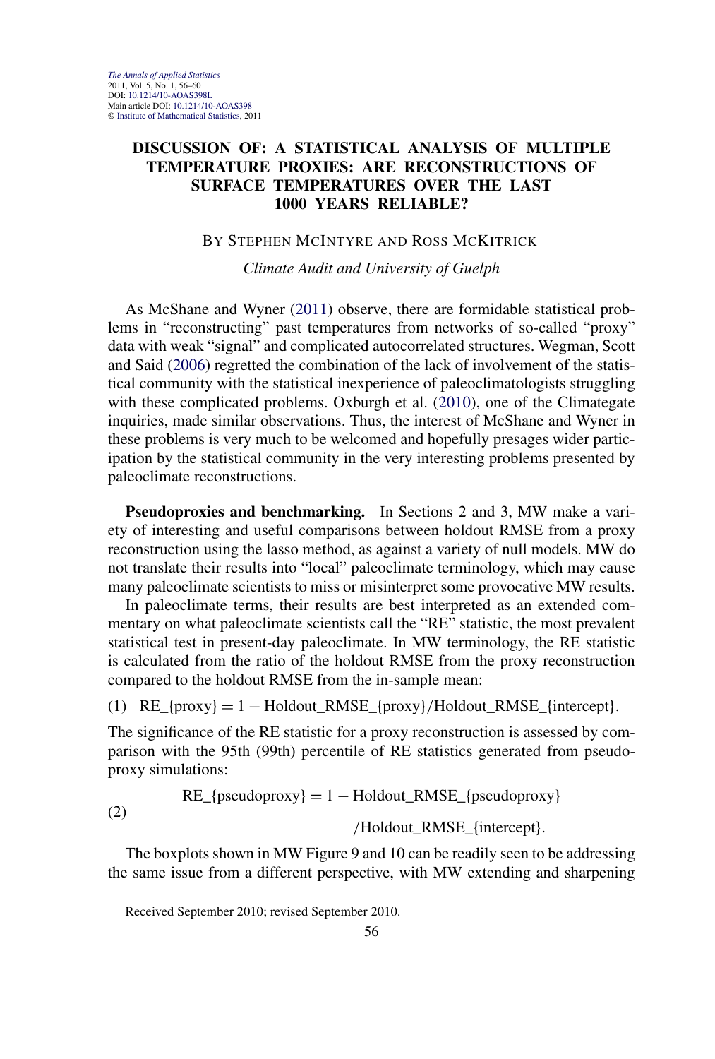# DISCUSSION OF: A STATISTICAL ANALYSIS OF MULTIPLE TEMPERATURE PROXIES: ARE RECONSTRUCTIONS OF SURFACE TEMPERATURES OVER THE LAST 1000 YEARS RELIABLE?

BY STEPHEN MCINTYRE AND ROSS MCKITRICK

*Climate Audit and University of Guelph*

As McShane and Wyner (2011) observe, there are formidable statistical problems in "reconstructing" past temperatures from networks of so-called "proxy" data with weak "signal" and complicated autocorrelated structures. Wegman, Scott and Said (2006) regretted the combination of the lack of involvement of the statistical community with the statistical inexperience of paleoclimatologists struggling with these complicated problems. Oxburgh et al. (2010), one of the Climategate inquiries, made similar observations. Thus, the interest of McShane and Wyner in these problems is very much to be welcomed and hopefully presages wider participation by the statistical community in the very interesting problems presented by paleoclimate reconstructions.

**Pseudoproxies and benchmarking.** In Sections 2 and 3, MW make a variety of interesting and useful comparisons between holdout RMSE from a proxy reconstruction using the lasso method, as against a variety of null models. MW do not translate their results into "local" paleoclimate terminology, which may cause many paleoclimate scientists to miss or misinterpret some provocative MW results.

In paleoclimate terms, their results are best interpreted as an extended commentary on what paleoclimate scientists call the "RE" statistic, the most prevalent statistical test in present-day paleoclimate. In MW terminology, the RE statistic is calculated from the ratio of the holdout RMSE from the proxy reconstruction compared to the holdout RMSE from the in-sample mean:

$$\text{RE\_\{proxy\}} = 1 - \text{Holdout\_RMSE\_\{proxy\}}/\text{Holdout\_RMSE\_\{intercept\}}. \tag{1}$$

The significance of the RE statistic for a proxy reconstruction is assessed by comparison with the 95th (99th) percentile of RE statistics generated from pseudoproxy simulations:

$$\begin{aligned}\text{RE\_\{pseudoproxy\}} = 1 - {} & \text{Holdout\_RMSE\_\{pseudoproxy\}} \\ & /\text{Holdout\_RMSE\_\{intercept\}}.\end{aligned} \tag{2}$$

The boxplots shown in MW Figure 9 and 10 can be readily seen to be addressing the same issue from a different perspective, with MW extending and sharpening

Received September 2010; revised September 2010.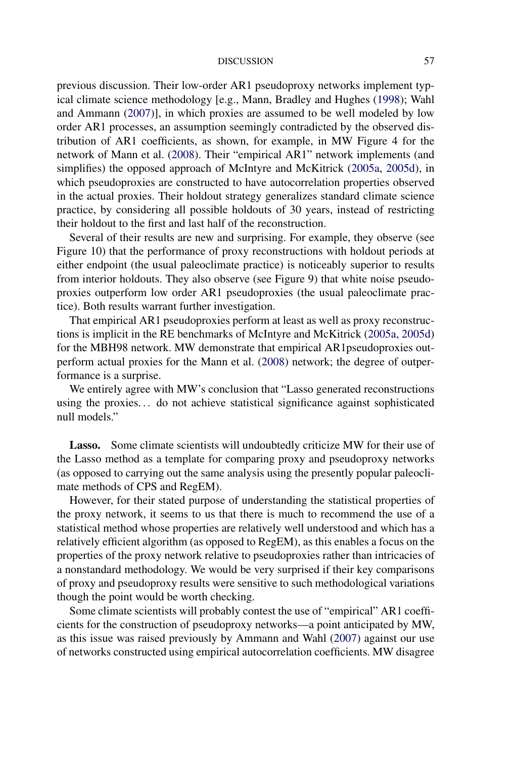previous discussion. Their low-order AR1 pseudoproxy networks implement typical climate science methodology [e.g., Mann, Bradley and Hughes (1998); Wahl and Ammann (2007)], in which proxies are assumed to be well modeled by low order AR1 processes, an assumption seemingly contradicted by the observed distribution of AR1 coefficients, as shown, for example, in MW Figure 4 for the network of Mann et al. (2008). Their "empirical AR1" network implements (and simplifies) the opposed approach of McIntyre and McKitrick (2005a, 2005d), in which pseudoproxies are constructed to have autocorrelation properties observed in the actual proxies. Their holdout strategy generalizes standard climate science practice, by considering all possible holdouts of 30 years, instead of restricting their holdout to the first and last half of the reconstruction.

Several of their results are new and surprising. For example, they observe (see Figure 10) that the performance of proxy reconstructions with holdout periods at either endpoint (the usual paleoclimate practice) is noticeably superior to results from interior holdouts. They also observe (see Figure 9) that white noise pseudoproxies outperform low order AR1 pseudoproxies (the usual paleoclimate practice). Both results warrant further investigation.

That empirical AR1 pseudoproxies perform at least as well as proxy reconstructions is implicit in the RE benchmarks of McIntyre and McKitrick (2005a, 2005d) for the MBH98 network. MW demonstrate that empirical AR1pseudoproxies outperform actual proxies for the Mann et al. (2008) network; the degree of outperformance is a surprise.

We entirely agree with MW's conclusion that "Lasso generated reconstructions using the proxies… do not achieve statistical significance against sophisticated null models."

**Lasso.** Some climate scientists will undoubtedly criticize MW for their use of the Lasso method as a template for comparing proxy and pseudoproxy networks (as opposed to carrying out the same analysis using the presently popular paleoclimate methods of CPS and RegEM).

However, for their stated purpose of understanding the statistical properties of the proxy network, it seems to us that there is much to recommend the use of a statistical method whose properties are relatively well understood and which has a relatively efficient algorithm (as opposed to RegEM), as this enables a focus on the properties of the proxy network relative to pseudoproxies rather than intricacies of a nonstandard methodology. We would be very surprised if their key comparisons of proxy and pseudoproxy results were sensitive to such methodological variations though the point would be worth checking.

Some climate scientists will probably contest the use of "empirical" AR1 coefficients for the construction of pseudoproxy networks—a point anticipated by MW, as this issue was raised previously by Ammann and Wahl (2007) against our use of networks constructed using empirical autocorrelation coefficients. MW disagree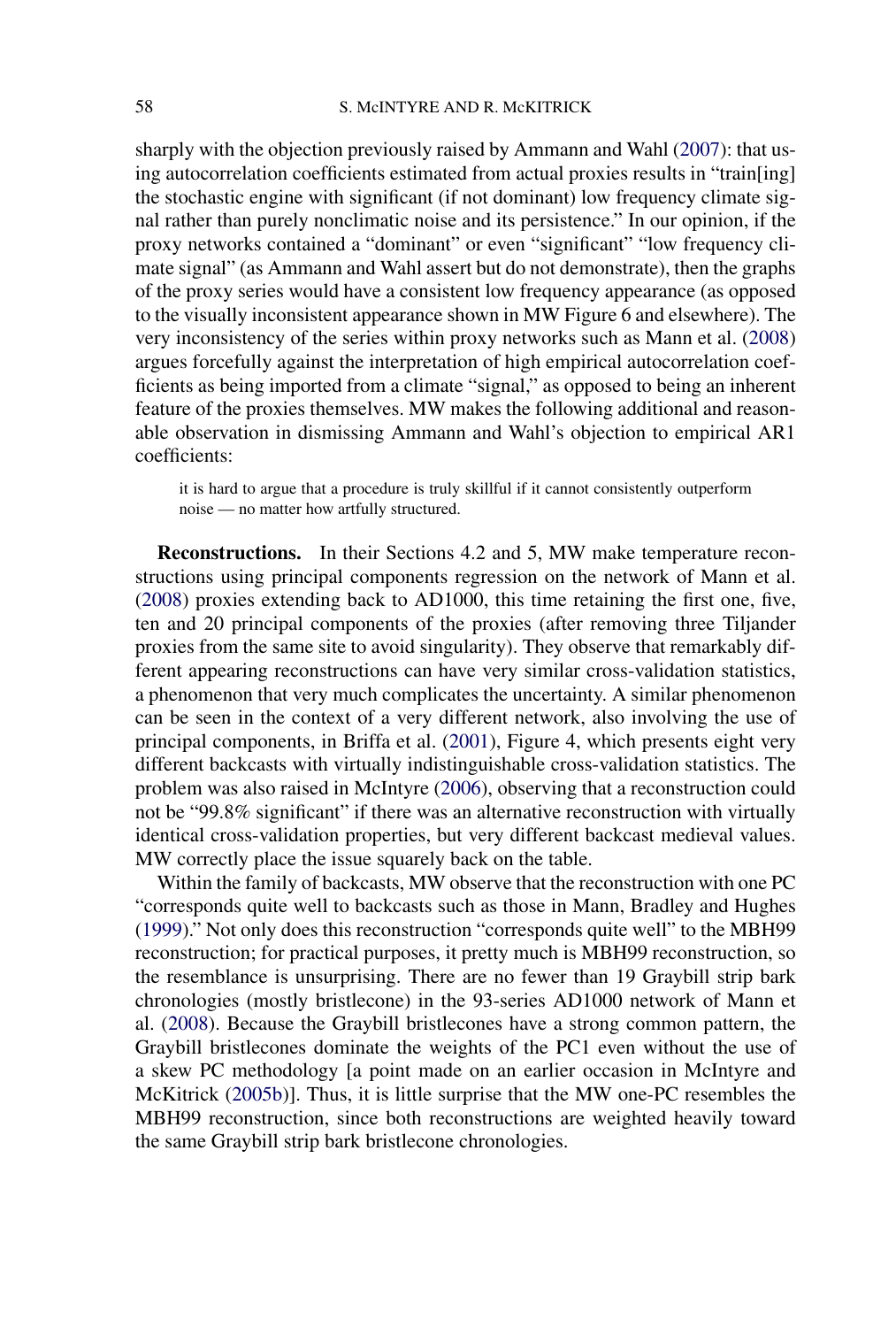sharply with the objection previously raised by Ammann and Wahl (2007): that using autocorrelation coefficients estimated from actual proxies results in "train[ing] the stochastic engine with significant (if not dominant) low frequency climate signal rather than purely nonclimatic noise and its persistence." In our opinion, if the proxy networks contained a "dominant" or even "significant" "low frequency climate signal" (as Ammann and Wahl assert but do not demonstrate), then the graphs of the proxy series would have a consistent low frequency appearance (as opposed to the visually inconsistent appearance shown in MW Figure 6 and elsewhere). The very inconsistency of the series within proxy networks such as Mann et al. (2008) argues forcefully against the interpretation of high empirical autocorrelation coefficients as being imported from a climate "signal," as opposed to being an inherent feature of the proxies themselves. MW makes the following additional and reasonable observation in dismissing Ammann and Wahl's objection to empirical AR1 coefficients:

> it is hard to argue that a procedure is truly skillful if it cannot consistently outperform noise — no matter how artfully structured.

**Reconstructions.** In their Sections 4.2 and 5, MW make temperature reconstructions using principal components regression on the network of Mann et al. (2008) proxies extending back to AD1000, this time retaining the first one, five, ten and 20 principal components of the proxies (after removing three Tiljander proxies from the same site to avoid singularity). They observe that remarkably different appearing reconstructions can have very similar cross-validation statistics, a phenomenon that very much complicates the uncertainty. A similar phenomenon can be seen in the context of a very different network, also involving the use of principal components, in Briffa et al. (2001), Figure 4, which presents eight very different backcasts with virtually indistinguishable cross-validation statistics. The problem was also raised in McIntyre (2006), observing that a reconstruction could not be "99.8% significant" if there was an alternative reconstruction with virtually identical cross-validation properties, but very different backcast medieval values. MW correctly place the issue squarely back on the table.

Within the family of backcasts, MW observe that the reconstruction with one PC "corresponds quite well to backcasts such as those in Mann, Bradley and Hughes (1999)." Not only does this reconstruction "corresponds quite well" to the MBH99 reconstruction; for practical purposes, it pretty much is MBH99 reconstruction, so the resemblance is unsurprising. There are no fewer than 19 Graybill strip bark chronologies (mostly bristlecone) in the 93-series AD1000 network of Mann et al. (2008). Because the Graybill bristlecones have a strong common pattern, the Graybill bristlecones dominate the weights of the PC1 even without the use of a skew PC methodology [a point made on an earlier occasion in McIntyre and McKitrick (2005b)]. Thus, it is little surprise that the MW one-PC resembles the MBH99 reconstruction, since both reconstructions are weighted heavily toward the same Graybill strip bark bristlecone chronologies.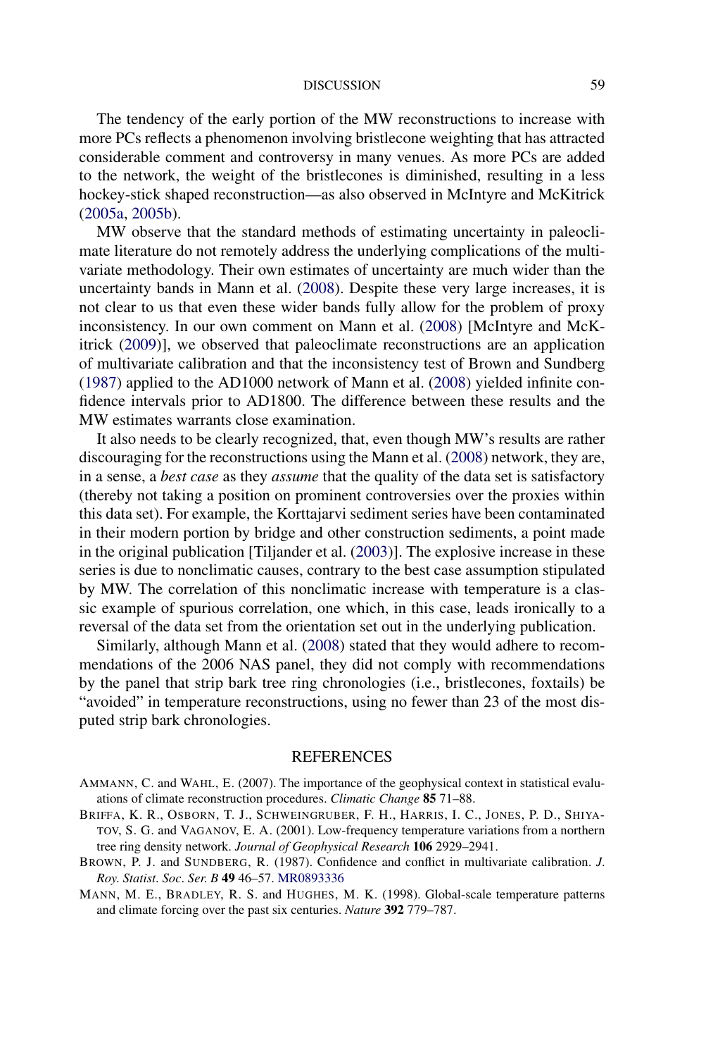The tendency of the early portion of the MW reconstructions to increase with more PCs reflects a phenomenon involving bristlecone weighting that has attracted considerable comment and controversy in many venues. As more PCs are added to the network, the weight of the bristlecones is diminished, resulting in a less hockey-stick shaped reconstruction—as also observed in McIntyre and McKitrick (2005a, 2005b).

MW observe that the standard methods of estimating uncertainty in paleoclimate literature do not remotely address the underlying complications of the multivariate methodology. Their own estimates of uncertainty are much wider than the uncertainty bands in Mann et al. (2008). Despite these very large increases, it is not clear to us that even these wider bands fully allow for the problem of proxy inconsistency. In our own comment on Mann et al. (2008) [McIntyre and McKitrick (2009)], we observed that paleoclimate reconstructions are an application of multivariate calibration and that the inconsistency test of Brown and Sundberg (1987) applied to the AD1000 network of Mann et al. (2008) yielded infinite confidence intervals prior to AD1800. The difference between these results and the MW estimates warrants close examination.

It also needs to be clearly recognized, that, even though MW's results are rather discouraging for the reconstructions using the Mann et al. (2008) network, they are, in a sense, a *best case* as they *assume* that the quality of the data set is satisfactory (thereby not taking a position on prominent controversies over the proxies within this data set). For example, the Korttajarvi sediment series have been contaminated in their modern portion by bridge and other construction sediments, a point made in the original publication [Tiljander et al. (2003)]. The explosive increase in these series is due to nonclimatic causes, contrary to the best case assumption stipulated by MW. The correlation of this nonclimatic increase with temperature is a classic example of spurious correlation, one which, in this case, leads ironically to a reversal of the data set from the orientation set out in the underlying publication.

Similarly, although Mann et al. (2008) stated that they would adhere to recommendations of the 2006 NAS panel, they did not comply with recommendations by the panel that strip bark tree ring chronologies (i.e., bristlecones, foxtails) be "avoided" in temperature reconstructions, using no fewer than 23 of the most disputed strip bark chronologies.

## REFERENCES

AMMANN, C. and WAHL, E. (2007). The importance of the geophysical context in statistical evaluations of climate reconstruction procedures. *Climatic Change* **85** 71–88.

BRIFFA, K. R., OSBORN, T. J., SCHWEINGRUBER, F. H., HARRIS, I. C., JONES, P. D., SHIYATOV, S. G. and VAGANOV, E. A. (2001). Low-frequency temperature variations from a northern tree ring density network. *Journal of Geophysical Research* **106** 2929–2941.

BROWN, P. J. and SUNDBERG, R. (1987). Confidence and conflict in multivariate calibration. *J. Roy. Statist. Soc. Ser. B* **49** 46–57. MR0893336

MANN, M. E., BRADLEY, R. S. and HUGHES, M. K. (1998). Global-scale temperature patterns and climate forcing over the past six centuries. *Nature* **392** 779–787.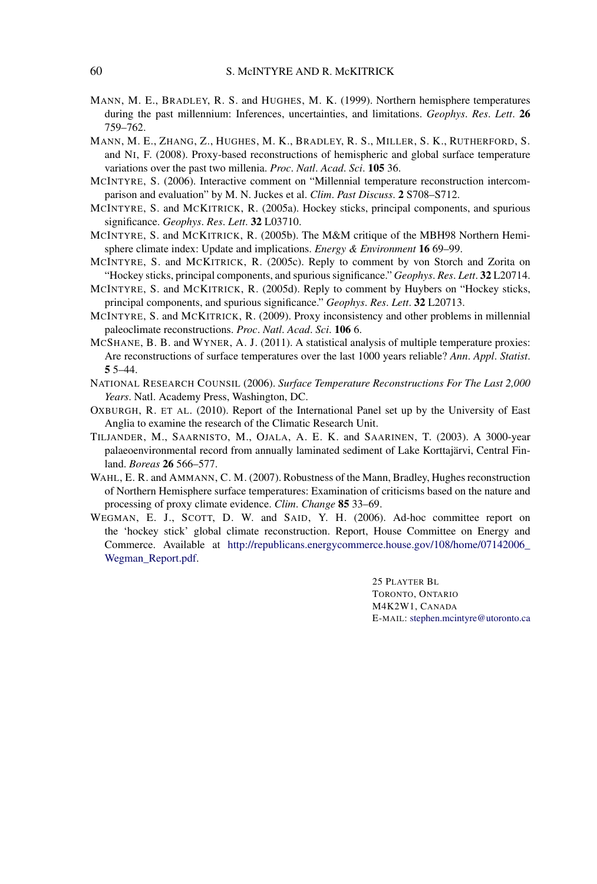MANN, M. E., BRADLEY, R. S. and HUGHES, M. K. (1999). Northern hemisphere temperatures during the past millennium: Inferences, uncertainties, and limitations. *Geophys. Res. Lett.* **26** 759–762.

MANN, M. E., ZHANG, Z., HUGHES, M. K., BRADLEY, R. S., MILLER, S. K., RUTHERFORD, S. and NI, F. (2008). Proxy-based reconstructions of hemispheric and global surface temperature variations over the past two millenia. *Proc. Natl. Acad. Sci.* **105** 36.

MCINTYRE, S. (2006). Interactive comment on "Millennial temperature reconstruction intercomparison and evaluation" by M. N. Juckes et al. *Clim. Past Discuss.* **2** S708–S712.

MCINTYRE, S. and MCKITRICK, R. (2005a). Hockey sticks, principal components, and spurious significance. *Geophys. Res. Lett.* **32** L03710.

MCINTYRE, S. and MCKITRICK, R. (2005b). The M&M critique of the MBH98 Northern Hemisphere climate index: Update and implications. *Energy & Environment* **16** 69–99.

MCINTYRE, S. and MCKITRICK, R. (2005c). Reply to comment by von Storch and Zorita on "Hockey sticks, principal components, and spurious significance." *Geophys. Res. Lett.* **32** L20714.

MCINTYRE, S. and MCKITRICK, R. (2005d). Reply to comment by Huybers on "Hockey sticks, principal components, and spurious significance." *Geophys. Res. Lett.* **32** L20713.

MCINTYRE, S. and MCKITRICK, R. (2009). Proxy inconsistency and other problems in millennial paleoclimate reconstructions. *Proc. Natl. Acad. Sci.* **106** 6.

MCSHANE, B. B. and WYNER, A. J. (2011). A statistical analysis of multiple temperature proxies: Are reconstructions of surface temperatures over the last 1000 years reliable? *Ann. Appl. Statist.* **5** 5–44.

NATIONAL RESEARCH COUNSIL (2006). *Surface Temperature Reconstructions For The Last 2,000 Years*. Natl. Academy Press, Washington, DC.

OXBURGH, R. ET AL. (2010). Report of the International Panel set up by the University of East Anglia to examine the research of the Climatic Research Unit.

TILJANDER, M., SAARNISTO, M., OJALA, A. E. K. and SAARINEN, T. (2003). A 3000-year palaeoenvironmental record from annually laminated sediment of Lake Korttajärvi, Central Finland. *Boreas* **26** 566–577.

WAHL, E. R. and AMMANN, C. M. (2007). Robustness of the Mann, Bradley, Hughes reconstruction of Northern Hemisphere surface temperatures: Examination of criticisms based on the nature and processing of proxy climate evidence. *Clim. Change* **85** 33–69.

WEGMAN, E. J., SCOTT, D. W. and SAID, Y. H. (2006). Ad-hoc committee report on the 'hockey stick' global climate reconstruction. Report, House Committee on Energy and Commerce. Available at http://republicans.energycommerce.house.gov/108/home/07142006_Wegman_Report.pdf.

25 PLAYTER BL
TORONTO, ONTARIO
M4K2W1, CANADA
E-MAIL: stephen.mcintyre@utoronto.ca